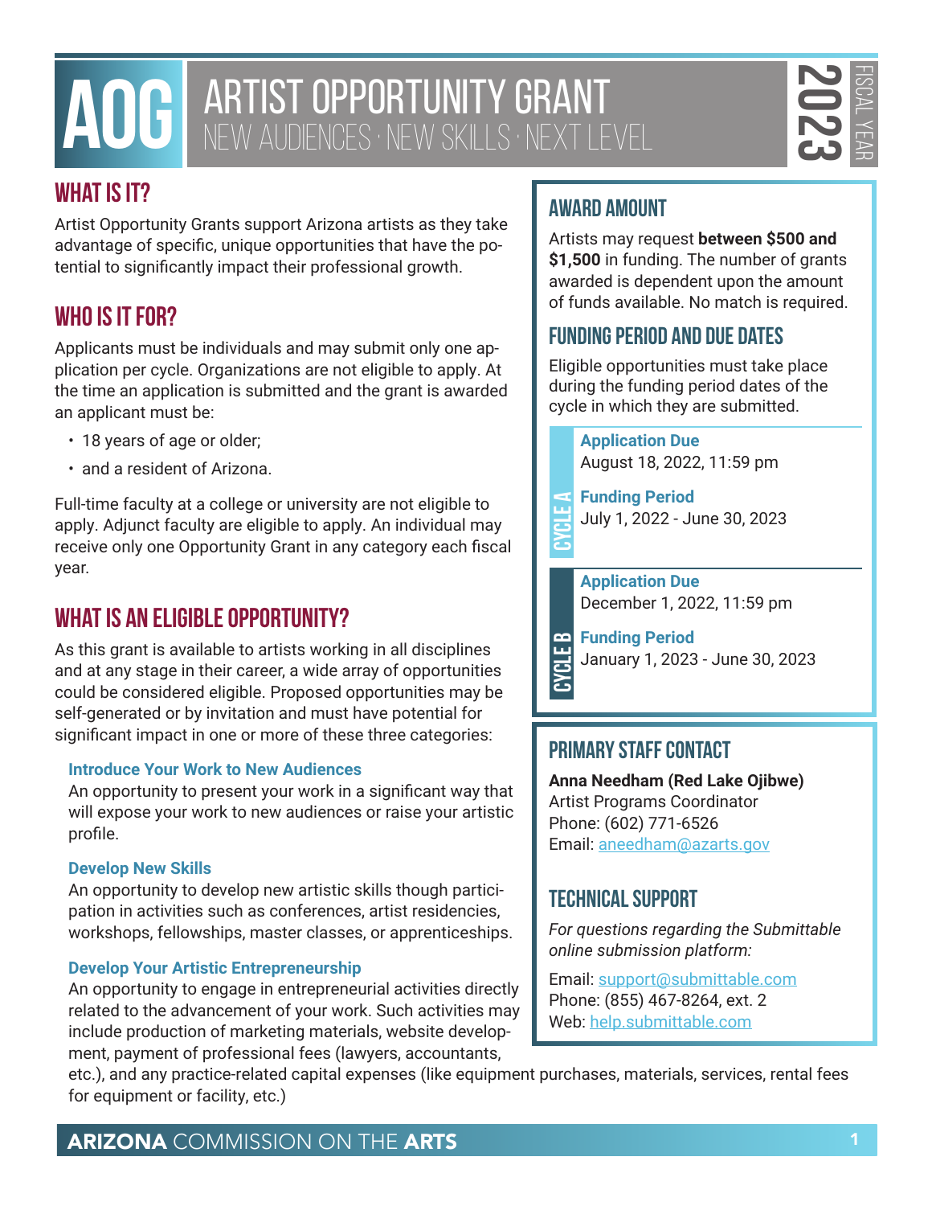# AOG ARTIST OPPORTUNITY GRANT

NEW AUDIENCES · NEW SKILLS · NEXT LEVEL

2023 FISCAL YEAR

## WHAT IS IT?

Artist Opportunity Grants support Arizona artists as they take advantage of specific, unique opportunities that have the potential to significantly impact their professional growth.

## WHO IS IT FOR?

Applicants must be individuals and may submit only one application per cycle. Organizations are not eligible to apply. At the time an application is submitted and the grant is awarded an applicant must be:

- 18 years of age or older;
- and a resident of Arizona.

Full-time faculty at a college or university are not eligible to apply. Adjunct faculty are eligible to apply. An individual may receive only one Opportunity Grant in any category each fiscal year.

## WHAT IS AN ELIGIBLE OPPORTUNITY?

As this grant is available to artists working in all disciplines and at any stage in their career, a wide array of opportunities could be considered eligible. Proposed opportunities may be self-generated or by invitation and must have potential for significant impact in one or more of these three categories:

**Introduce Your Work to New Audiences**
An opportunity to present your work in a significant way that will expose your work to new audiences or raise your artistic profile.

**Develop New Skills**
An opportunity to develop new artistic skills though participation in activities such as conferences, artist residencies, workshops, fellowships, master classes, or apprenticeships.

**Develop Your Artistic Entrepreneurship**
An opportunity to engage in entrepreneurial activities directly related to the advancement of your work. Such activities may include production of marketing materials, website development, payment of professional fees (lawyers, accountants, etc.), and any practice-related capital expenses (like equipment purchases, materials, services, rental fees for equipment or facility, etc.)

## AWARD AMOUNT

Artists may request **between $500 and $1,500** in funding. The number of grants awarded is dependent upon the amount of funds available. No match is required.

## FUNDING PERIOD AND DUE DATES

Eligible opportunities must take place during the funding period dates of the cycle in which they are submitted.

**CYCLE A**

**Application Due**
August 18, 2022, 11:59 pm

**Funding Period**
July 1, 2022 - June 30, 2023

**CYCLE B**

**Application Due**
December 1, 2022, 11:59 pm

**Funding Period**
January 1, 2023 - June 30, 2023

## PRIMARY STAFF CONTACT

**Anna Needham (Red Lake Ojibwe)**
Artist Programs Coordinator
Phone: (602) 771-6526
Email: aneedham@azarts.gov

## TECHNICAL SUPPORT

*For questions regarding the Submittable online submission platform:*

Email: support@submittable.com
Phone: (855) 467-8264, ext. 2
Web: help.submittable.com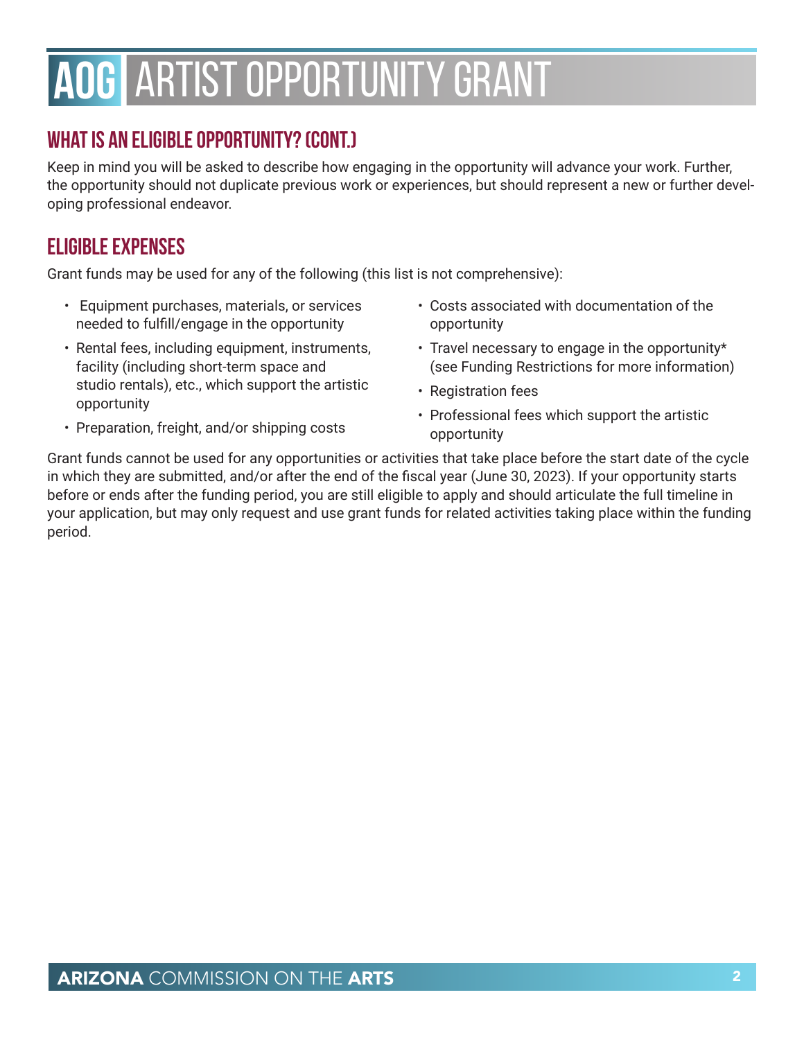# AOG ARTIST OPPORTUNITY GRANT

## WHAT IS AN ELIGIBLE OPPORTUNITY? (CONT.)

Keep in mind you will be asked to describe how engaging in the opportunity will advance your work. Further, the opportunity should not duplicate previous work or experiences, but should represent a new or further developing professional endeavor.

## ELIGIBLE EXPENSES

Grant funds may be used for any of the following (this list is not comprehensive):

- Equipment purchases, materials, or services needed to fulfill/engage in the opportunity
- Rental fees, including equipment, instruments, facility (including short-term space and studio rentals), etc., which support the artistic opportunity
- Preparation, freight, and/or shipping costs
- Costs associated with documentation of the opportunity
- Travel necessary to engage in the opportunity* (see Funding Restrictions for more information)
- Registration fees
- Professional fees which support the artistic opportunity

Grant funds cannot be used for any opportunities or activities that take place before the start date of the cycle in which they are submitted, and/or after the end of the fiscal year (June 30, 2023). If your opportunity starts before or ends after the funding period, you are still eligible to apply and should articulate the full timeline in your application, but may only request and use grant funds for related activities taking place within the funding period.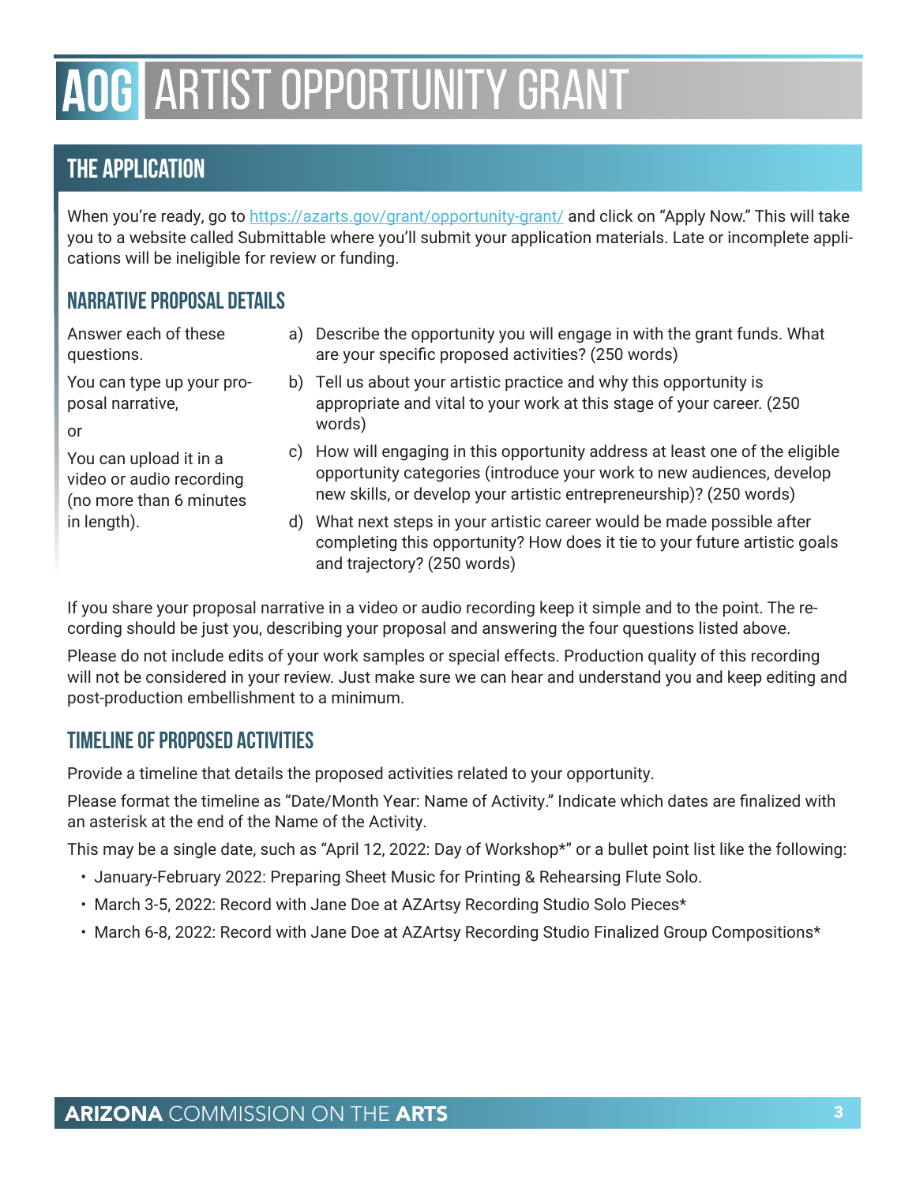# AOG ARTIST OPPORTUNITY GRANT

## THE APPLICATION

When you're ready, go to https://azarts.gov/grant/opportunity-grant/ and click on "Apply Now." This will take you to a website called Submittable where you'll submit your application materials. Late or incomplete applications will be ineligible for review or funding.

### NARRATIVE PROPOSAL DETAILS

Answer each of these questions.

You can type up your proposal narrative,

or

You can upload it in a video or audio recording (no more than 6 minutes in length).

a) Describe the opportunity you will engage in with the grant funds. What are your specific proposed activities? (250 words)

b) Tell us about your artistic practice and why this opportunity is appropriate and vital to your work at this stage of your career. (250 words)

c) How will engaging in this opportunity address at least one of the eligible opportunity categories (introduce your work to new audiences, develop new skills, or develop your artistic entrepreneurship)? (250 words)

d) What next steps in your artistic career would be made possible after completing this opportunity? How does it tie to your future artistic goals and trajectory? (250 words)

If you share your proposal narrative in a video or audio recording keep it simple and to the point. The recording should be just you, describing your proposal and answering the four questions listed above.

Please do not include edits of your work samples or special effects. Production quality of this recording will not be considered in your review. Just make sure we can hear and understand you and keep editing and post-production embellishment to a minimum.

### TIMELINE OF PROPOSED ACTIVITIES

Provide a timeline that details the proposed activities related to your opportunity.

Please format the timeline as "Date/Month Year: Name of Activity." Indicate which dates are finalized with an asterisk at the end of the Name of the Activity.

This may be a single date, such as "April 12, 2022: Day of Workshop*" or a bullet point list like the following:

- January-February 2022: Preparing Sheet Music for Printing & Rehearsing Flute Solo.
- March 3-5, 2022: Record with Jane Doe at AZArtsy Recording Studio Solo Pieces*
- March 6-8, 2022: Record with Jane Doe at AZArtsy Recording Studio Finalized Group Compositions*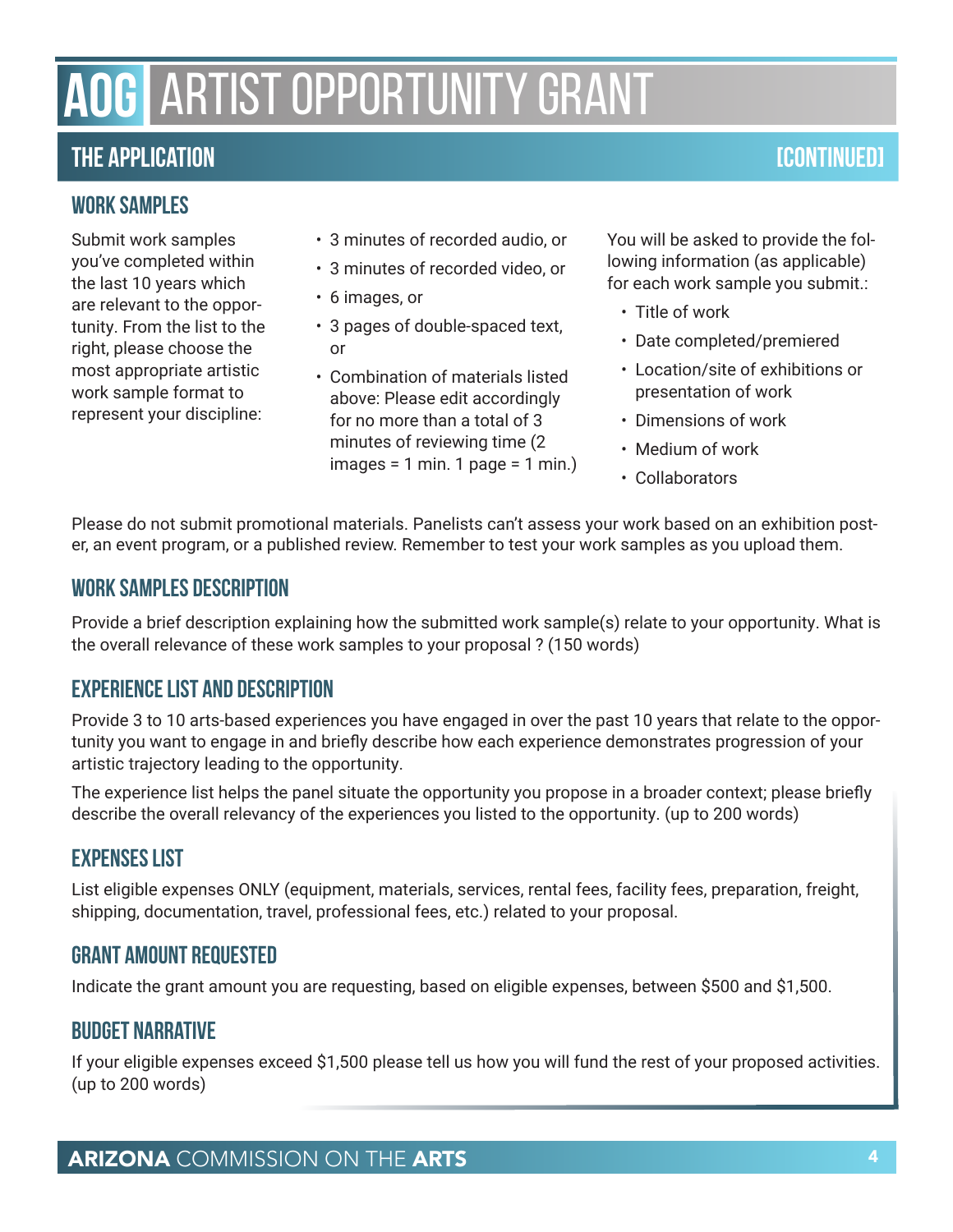# AOG ARTIST OPPORTUNITY GRANT

## THE APPLICATION [CONTINUED]

### WORK SAMPLES

Submit work samples you've completed within the last 10 years which are relevant to the opportunity. From the list to the right, please choose the most appropriate artistic work sample format to represent your discipline:

- 3 minutes of recorded audio, or
- 3 minutes of recorded video, or
- 6 images, or
- 3 pages of double-spaced text, or
- Combination of materials listed above: Please edit accordingly for no more than a total of 3 minutes of reviewing time (2 images = 1 min. 1 page = 1 min.)

You will be asked to provide the following information (as applicable) for each work sample you submit.:

- Title of work
- Date completed/premiered
- Location/site of exhibitions or presentation of work
- Dimensions of work
- Medium of work
- Collaborators

Please do not submit promotional materials. Panelists can't assess your work based on an exhibition poster, an event program, or a published review. Remember to test your work samples as you upload them.

### WORK SAMPLES DESCRIPTION

Provide a brief description explaining how the submitted work sample(s) relate to your opportunity. What is the overall relevance of these work samples to your proposal ? (150 words)

### EXPERIENCE LIST AND DESCRIPTION

Provide 3 to 10 arts-based experiences you have engaged in over the past 10 years that relate to the opportunity you want to engage in and briefly describe how each experience demonstrates progression of your artistic trajectory leading to the opportunity.

The experience list helps the panel situate the opportunity you propose in a broader context; please briefly describe the overall relevancy of the experiences you listed to the opportunity. (up to 200 words)

### EXPENSES LIST

List eligible expenses ONLY (equipment, materials, services, rental fees, facility fees, preparation, freight, shipping, documentation, travel, professional fees, etc.) related to your proposal.

### GRANT AMOUNT REQUESTED

Indicate the grant amount you are requesting, based on eligible expenses, between $500 and $1,500.

### BUDGET NARRATIVE

If your eligible expenses exceed $1,500 please tell us how you will fund the rest of your proposed activities. (up to 200 words)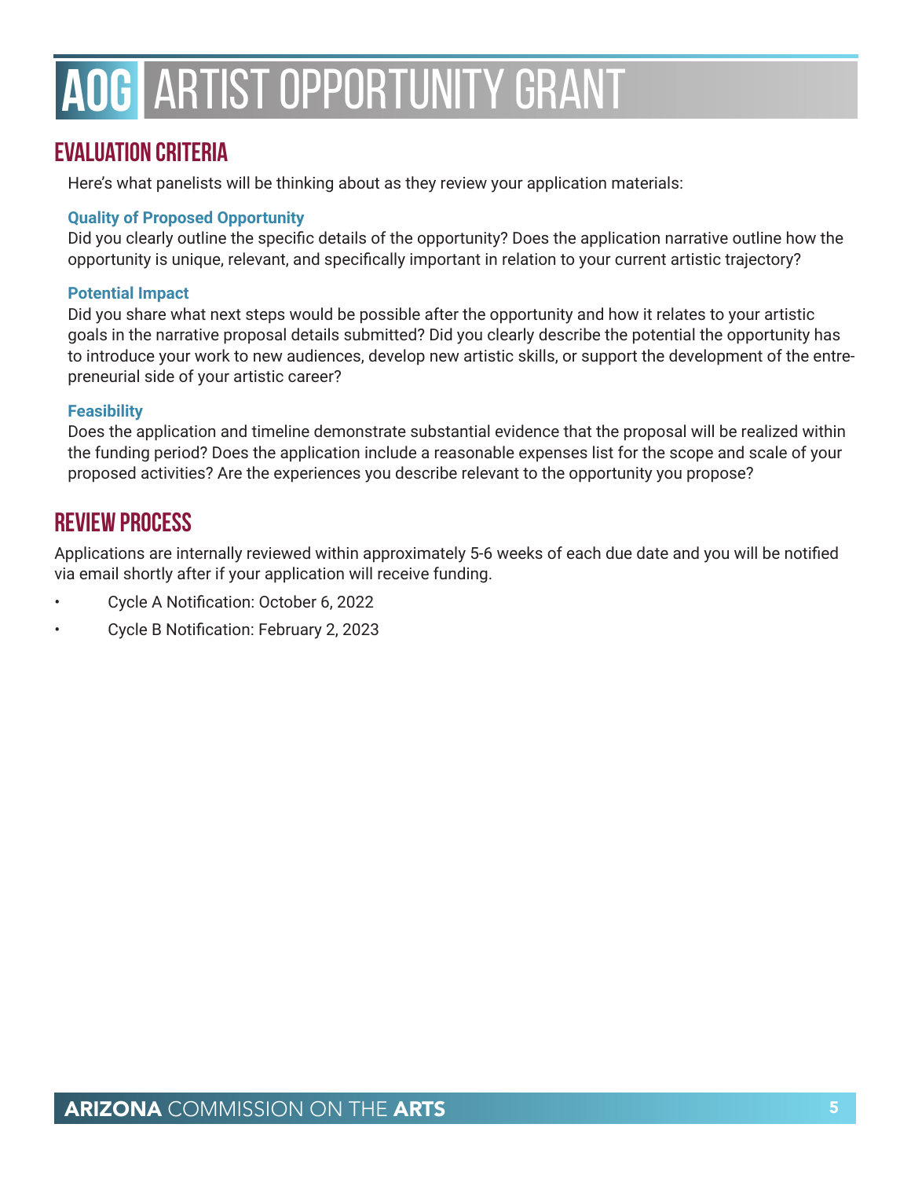# AOG ARTIST OPPORTUNITY GRANT

## EVALUATION CRITERIA

Here's what panelists will be thinking about as they review your application materials:

### Quality of Proposed Opportunity

Did you clearly outline the specific details of the opportunity? Does the application narrative outline how the opportunity is unique, relevant, and specifically important in relation to your current artistic trajectory?

### Potential Impact

Did you share what next steps would be possible after the opportunity and how it relates to your artistic goals in the narrative proposal details submitted? Did you clearly describe the potential the opportunity has to introduce your work to new audiences, develop new artistic skills, or support the development of the entrepreneurial side of your artistic career?

### Feasibility

Does the application and timeline demonstrate substantial evidence that the proposal will be realized within the funding period? Does the application include a reasonable expenses list for the scope and scale of your proposed activities? Are the experiences you describe relevant to the opportunity you propose?

## REVIEW PROCESS

Applications are internally reviewed within approximately 5-6 weeks of each due date and you will be notified via email shortly after if your application will receive funding.

- Cycle A Notification: October 6, 2022
- Cycle B Notification: February 2, 2023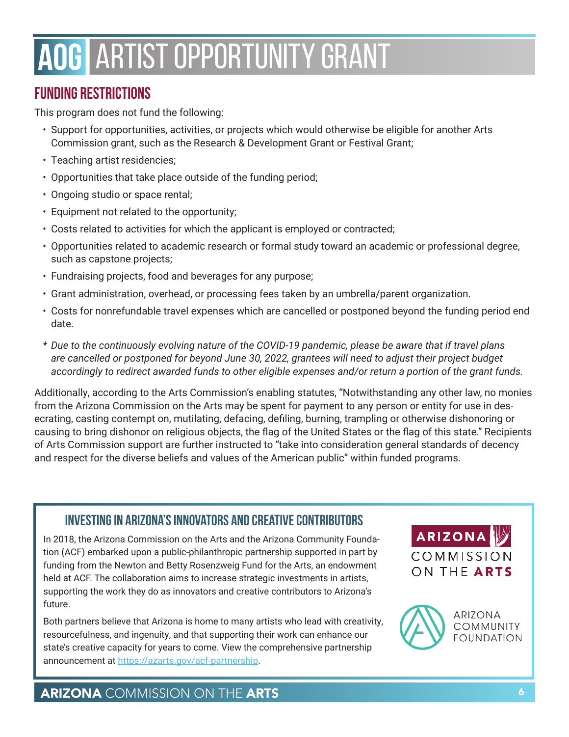## FUNDING RESTRICTIONS

This program does not fund the following:

- Support for opportunities, activities, or projects which would otherwise be eligible for another Arts Commission grant, such as the Research & Development Grant or Festival Grant;
- Teaching artist residencies;
- Opportunities that take place outside of the funding period;
- Ongoing studio or space rental;
- Equipment not related to the opportunity;
- Costs related to activities for which the applicant is employed or contracted;
- Opportunities related to academic research or formal study toward an academic or professional degree, such as capstone projects;
- Fundraising projects, food and beverages for any purpose;
- Grant administration, overhead, or processing fees taken by an umbrella/parent organization.
- Costs for nonrefundable travel expenses which are cancelled or postponed beyond the funding period end date.

*\* Due to the continuously evolving nature of the COVID-19 pandemic, please be aware that if travel plans are cancelled or postponed for beyond June 30, 2022, grantees will need to adjust their project budget accordingly to redirect awarded funds to other eligible expenses and/or return a portion of the grant funds.*

Additionally, according to the Arts Commission's enabling statutes, "Notwithstanding any other law, no monies from the Arizona Commission on the Arts may be spent for payment to any person or entity for use in desecrating, casting contempt on, mutilating, defacing, defiling, burning, trampling or otherwise dishonoring or causing to bring dishonor on religious objects, the flag of the United States or the flag of this state." Recipients of Arts Commission support are further instructed to "take into consideration general standards of decency and respect for the diverse beliefs and values of the American public" within funded programs.

### INVESTING IN ARIZONA'S INNOVATORS AND CREATIVE CONTRIBUTORS

In 2018, the Arizona Commission on the Arts and the Arizona Community Foundation (ACF) embarked upon a public-philanthropic partnership supported in part by funding from the Newton and Betty Rosenzweig Fund for the Arts, an endowment held at ACF. The collaboration aims to increase strategic investments in artists, supporting the work they do as innovators and creative contributors to Arizona's future.

Both partners believe that Arizona is home to many artists who lead with creativity, resourcefulness, and ingenuity, and that supporting their work can enhance our state's creative capacity for years to come. View the comprehensive partnership announcement at https://azarts.gov/acf-partnership.

ARIZONA COMMISSION ON THE ARTS

ARIZONA COMMUNITY FOUNDATION